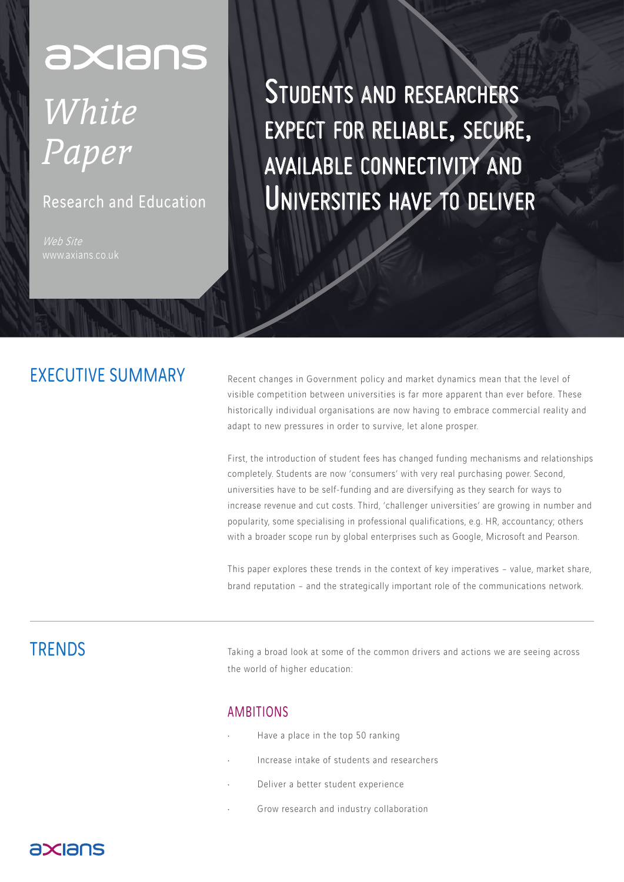axians

*White Paper*

Research and Education

*Web Site*
www.axians.co.uk

# Students and researchers expect for reliable, secure, available connectivity and Universities have to deliver

## EXECUTIVE SUMMARY

Recent changes in Government policy and market dynamics mean that the level of visible competition between universities is far more apparent than ever before. These historically individual organisations are now having to embrace commercial reality and adapt to new pressures in order to survive, let alone prosper.

First, the introduction of student fees has changed funding mechanisms and relationships completely. Students are now 'consumers' with very real purchasing power. Second, universities have to be self-funding and are diversifying as they search for ways to increase revenue and cut costs. Third, 'challenger universities' are growing in number and popularity, some specialising in professional qualifications, e.g. HR, accountancy; others with a broader scope run by global enterprises such as Google, Microsoft and Pearson.

This paper explores these trends in the context of key imperatives – value, market share, brand reputation – and the strategically important role of the communications network.

## TRENDS

Taking a broad look at some of the common drivers and actions we are seeing across the world of higher education:

### AMBITIONS

- Have a place in the top 50 ranking
- Increase intake of students and researchers
- Deliver a better student experience
- Grow research and industry collaboration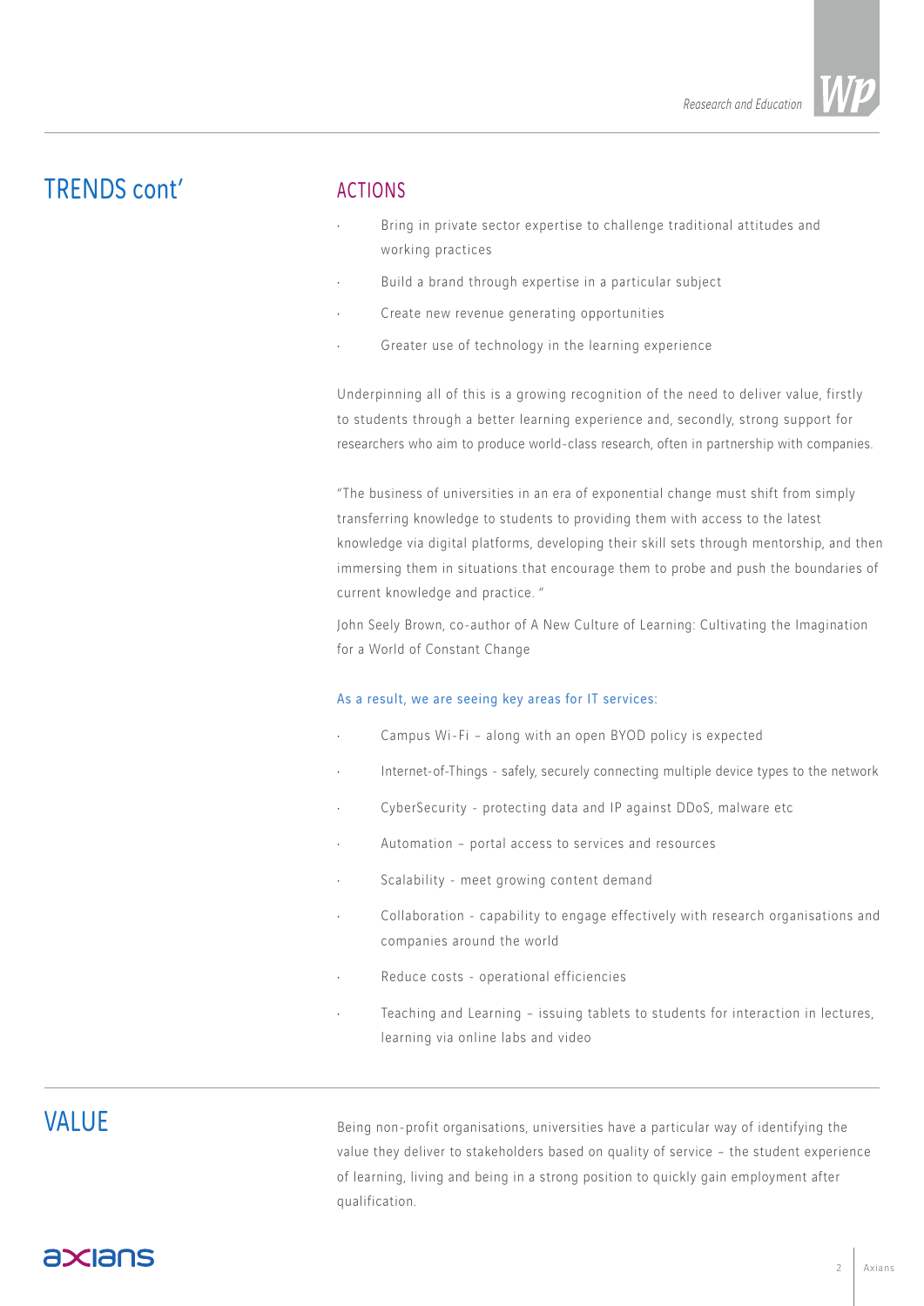## TRENDS cont'

### ACTIONS

- Bring in private sector expertise to challenge traditional attitudes and working practices
- Build a brand through expertise in a particular subject
- Create new revenue generating opportunities
- Greater use of technology in the learning experience

Underpinning all of this is a growing recognition of the need to deliver value, firstly to students through a better learning experience and, secondly, strong support for researchers who aim to produce world-class research, often in partnership with companies.

"The business of universities in an era of exponential change must shift from simply transferring knowledge to students to providing them with access to the latest knowledge via digital platforms, developing their skill sets through mentorship, and then immersing them in situations that encourage them to probe and push the boundaries of current knowledge and practice. "

John Seely Brown, co-author of A New Culture of Learning: Cultivating the Imagination for a World of Constant Change

As a result, we are seeing key areas for IT services:

- Campus Wi-Fi – along with an open BYOD policy is expected
- Internet-of-Things - safely, securely connecting multiple device types to the network
- CyberSecurity - protecting data and IP against DDoS, malware etc
- Automation – portal access to services and resources
- Scalability - meet growing content demand
- Collaboration - capability to engage effectively with research organisations and companies around the world
- Reduce costs - operational efficiencies
- Teaching and Learning – issuing tablets to students for interaction in lectures, learning via online labs and video

## VALUE

Being non-profit organisations, universities have a particular way of identifying the value they deliver to stakeholders based on quality of service – the student experience of learning, living and being in a strong position to quickly gain employment after qualification.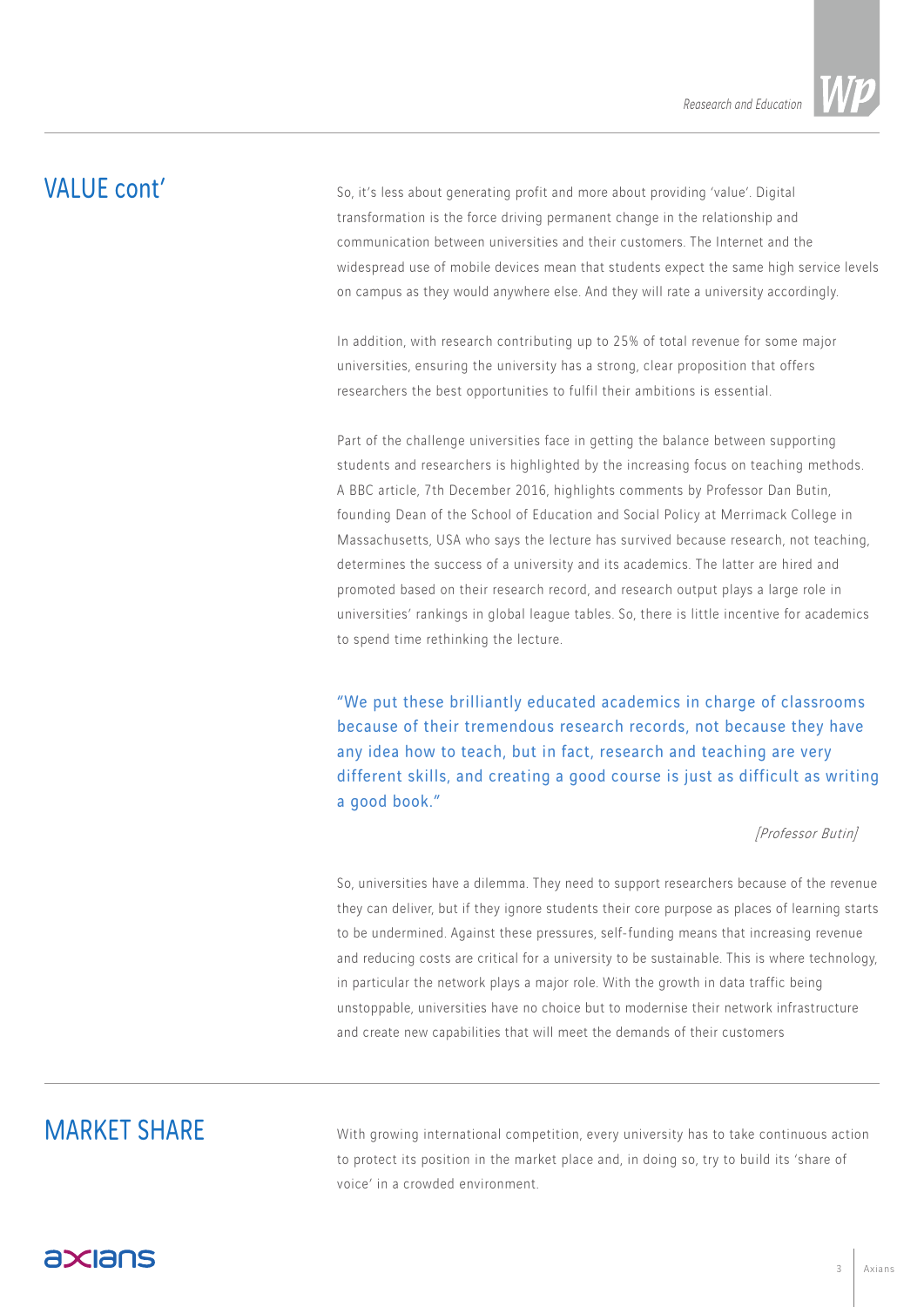## VALUE cont'

So, it's less about generating profit and more about providing 'value'. Digital transformation is the force driving permanent change in the relationship and communication between universities and their customers. The Internet and the widespread use of mobile devices mean that students expect the same high service levels on campus as they would anywhere else. And they will rate a university accordingly.

In addition, with research contributing up to 25% of total revenue for some major universities, ensuring the university has a strong, clear proposition that offers researchers the best opportunities to fulfil their ambitions is essential.

Part of the challenge universities face in getting the balance between supporting students and researchers is highlighted by the increasing focus on teaching methods. A BBC article, 7th December 2016, highlights comments by Professor Dan Butin, founding Dean of the School of Education and Social Policy at Merrimack College in Massachusetts, USA who says the lecture has survived because research, not teaching, determines the success of a university and its academics. The latter are hired and promoted based on their research record, and research output plays a large role in universities' rankings in global league tables. So, there is little incentive for academics to spend time rethinking the lecture.

> "We put these brilliantly educated academics in charge of classrooms because of their tremendous research records, not because they have any idea how to teach, but in fact, research and teaching are very different skills, and creating a good course is just as difficult as writing a good book."
>
> *[Professor Butin]*

So, universities have a dilemma. They need to support researchers because of the revenue they can deliver, but if they ignore students their core purpose as places of learning starts to be undermined. Against these pressures, self-funding means that increasing revenue and reducing costs are critical for a university to be sustainable. This is where technology, in particular the network plays a major role. With the growth in data traffic being unstoppable, universities have no choice but to modernise their network infrastructure and create new capabilities that will meet the demands of their customers

## MARKET SHARE

With growing international competition, every university has to take continuous action to protect its position in the market place and, in doing so, try to build its 'share of voice' in a crowded environment.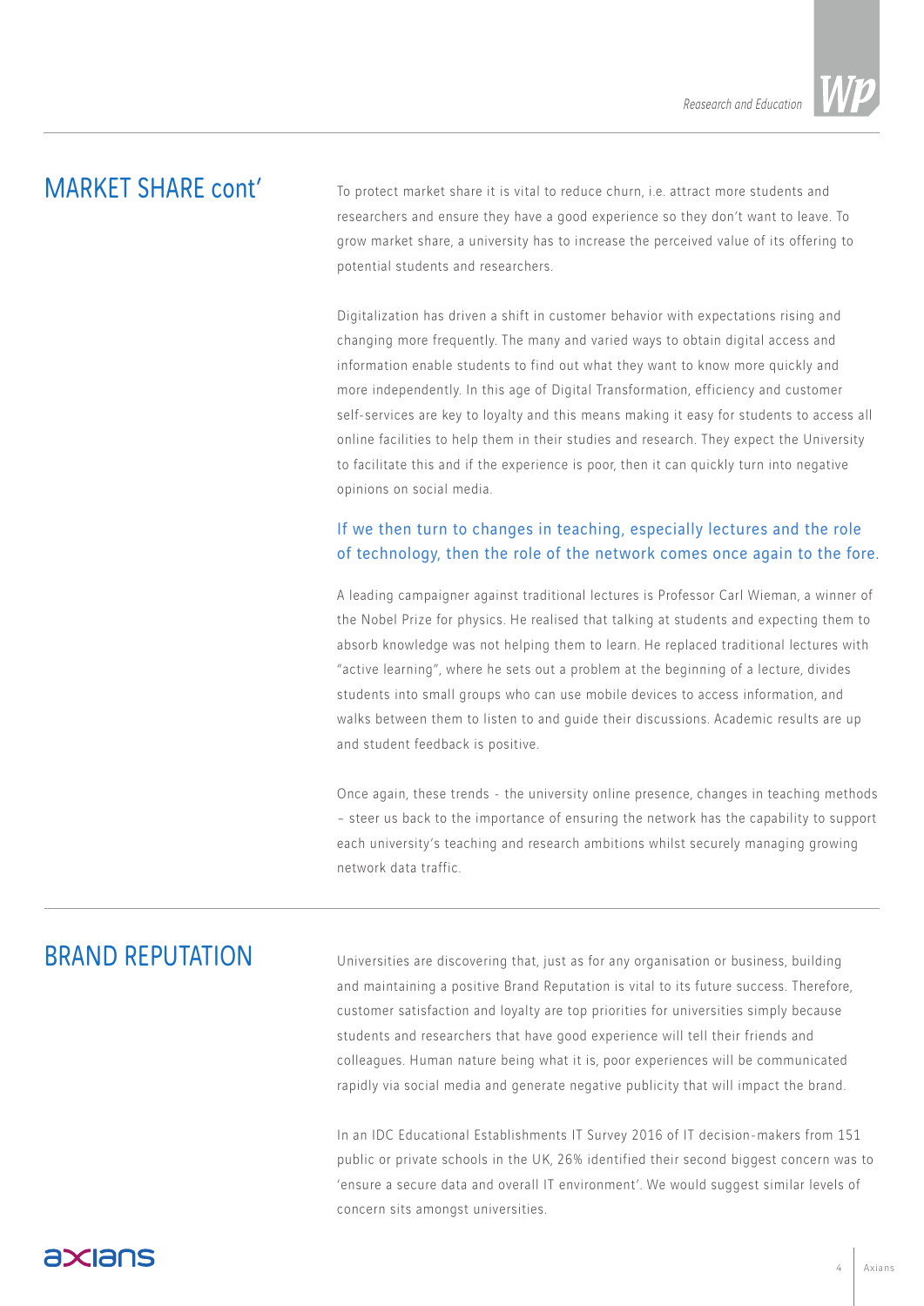## MARKET SHARE cont'

To protect market share it is vital to reduce churn, i.e. attract more students and researchers and ensure they have a good experience so they don't want to leave. To grow market share, a university has to increase the perceived value of its offering to potential students and researchers.

Digitalization has driven a shift in customer behavior with expectations rising and changing more frequently. The many and varied ways to obtain digital access and information enable students to find out what they want to know more quickly and more independently. In this age of Digital Transformation, efficiency and customer self-services are key to loyalty and this means making it easy for students to access all online facilities to help them in their studies and research. They expect the University to facilitate this and if the experience is poor, then it can quickly turn into negative opinions on social media.

If we then turn to changes in teaching, especially lectures and the role of technology, then the role of the network comes once again to the fore.

A leading campaigner against traditional lectures is Professor Carl Wieman, a winner of the Nobel Prize for physics. He realised that talking at students and expecting them to absorb knowledge was not helping them to learn. He replaced traditional lectures with "active learning", where he sets out a problem at the beginning of a lecture, divides students into small groups who can use mobile devices to access information, and walks between them to listen to and guide their discussions. Academic results are up and student feedback is positive.

Once again, these trends - the university online presence, changes in teaching methods – steer us back to the importance of ensuring the network has the capability to support each university's teaching and research ambitions whilst securely managing growing network data traffic.

## BRAND REPUTATION

Universities are discovering that, just as for any organisation or business, building and maintaining a positive Brand Reputation is vital to its future success. Therefore, customer satisfaction and loyalty are top priorities for universities simply because students and researchers that have good experience will tell their friends and colleagues. Human nature being what it is, poor experiences will be communicated rapidly via social media and generate negative publicity that will impact the brand.

In an IDC Educational Establishments IT Survey 2016 of IT decision-makers from 151 public or private schools in the UK, 26% identified their second biggest concern was to 'ensure a secure data and overall IT environment'. We would suggest similar levels of concern sits amongst universities.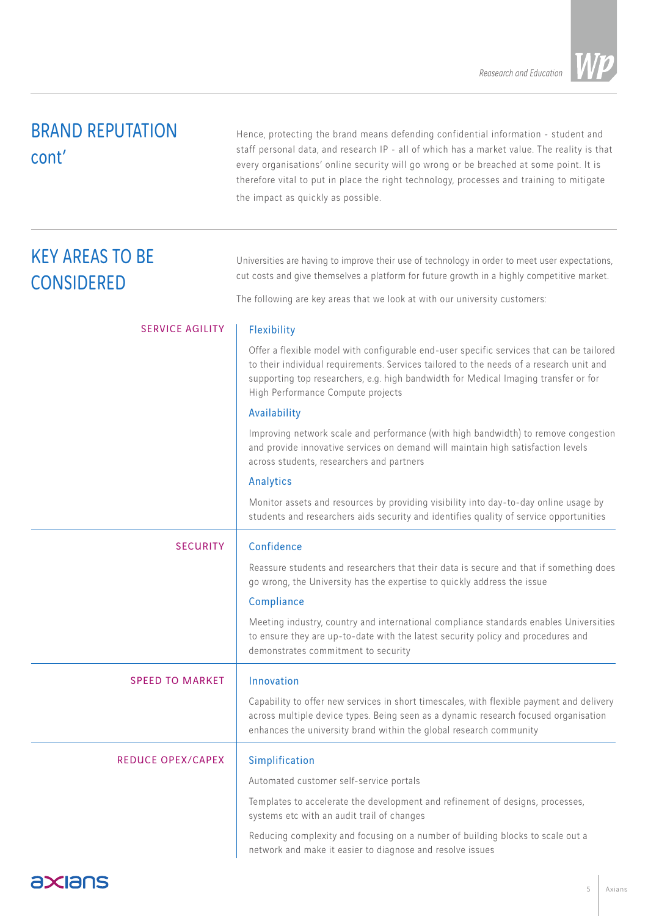## BRAND REPUTATION cont'

Hence, protecting the brand means defending confidential information - student and staff personal data, and research IP - all of which has a market value. The reality is that every organisations' online security will go wrong or be breached at some point. It is therefore vital to put in place the right technology, processes and training to mitigate the impact as quickly as possible.

## KEY AREAS TO BE CONSIDERED

Universities are having to improve their use of technology in order to meet user expectations, cut costs and give themselves a platform for future growth in a highly competitive market.

The following are key areas that we look at with our university customers:

### SERVICE AGILITY

**Flexibility**

Offer a flexible model with configurable end-user specific services that can be tailored to their individual requirements. Services tailored to the needs of a research unit and supporting top researchers, e.g. high bandwidth for Medical Imaging transfer or for High Performance Compute projects

**Availability**

Improving network scale and performance (with high bandwidth) to remove congestion and provide innovative services on demand will maintain high satisfaction levels across students, researchers and partners

**Analytics**

Monitor assets and resources by providing visibility into day-to-day online usage by students and researchers aids security and identifies quality of service opportunities

### SECURITY

**Confidence**

Reassure students and researchers that their data is secure and that if something does go wrong, the University has the expertise to quickly address the issue

**Compliance**

Meeting industry, country and international compliance standards enables Universities to ensure they are up-to-date with the latest security policy and procedures and demonstrates commitment to security

### SPEED TO MARKET

**Innovation**

Capability to offer new services in short timescales, with flexible payment and delivery across multiple device types. Being seen as a dynamic research focused organisation enhances the university brand within the global research community

### REDUCE OPEX/CAPEX

**Simplification**

Automated customer self-service portals

Templates to accelerate the development and refinement of designs, processes, systems etc with an audit trail of changes

Reducing complexity and focusing on a number of building blocks to scale out a network and make it easier to diagnose and resolve issues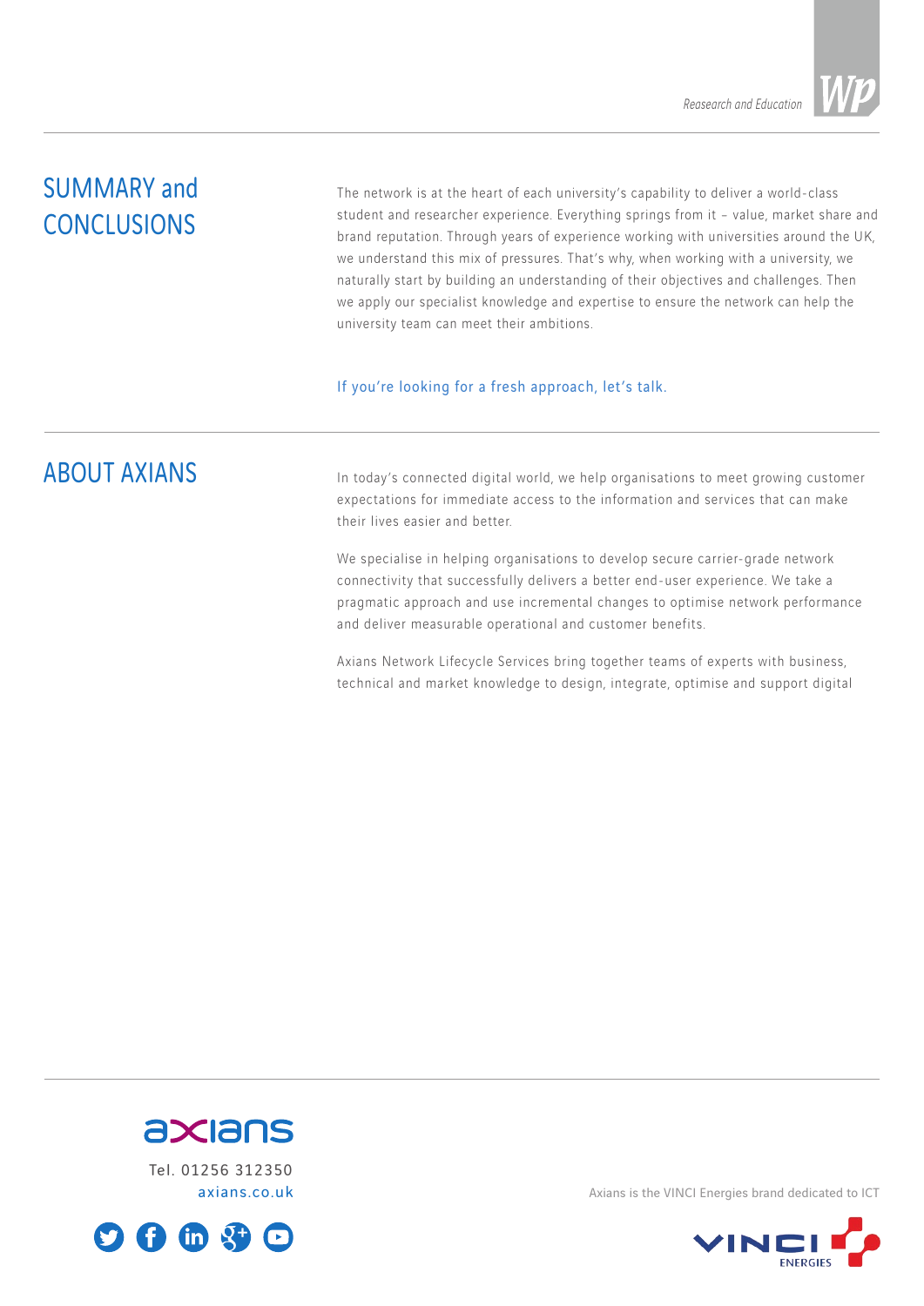## SUMMARY and CONCLUSIONS

The network is at the heart of each university's capability to deliver a world-class student and researcher experience. Everything springs from it – value, market share and brand reputation. Through years of experience working with universities around the UK, we understand this mix of pressures. That's why, when working with a university, we naturally start by building an understanding of their objectives and challenges. Then we apply our specialist knowledge and expertise to ensure the network can help the university team can meet their ambitions.

If you're looking for a fresh approach, let's talk.

## ABOUT AXIANS

In today's connected digital world, we help organisations to meet growing customer expectations for immediate access to the information and services that can make their lives easier and better.

We specialise in helping organisations to develop secure carrier-grade network connectivity that successfully delivers a better end-user experience. We take a pragmatic approach and use incremental changes to optimise network performance and deliver measurable operational and customer benefits.

Axians Network Lifecycle Services bring together teams of experts with business, technical and market knowledge to design, integrate, optimise and support digital

axians

Tel. 01256 312350
axians.co.uk

Axians is the VINCI Energies brand dedicated to ICT

VINCI ENERGIES